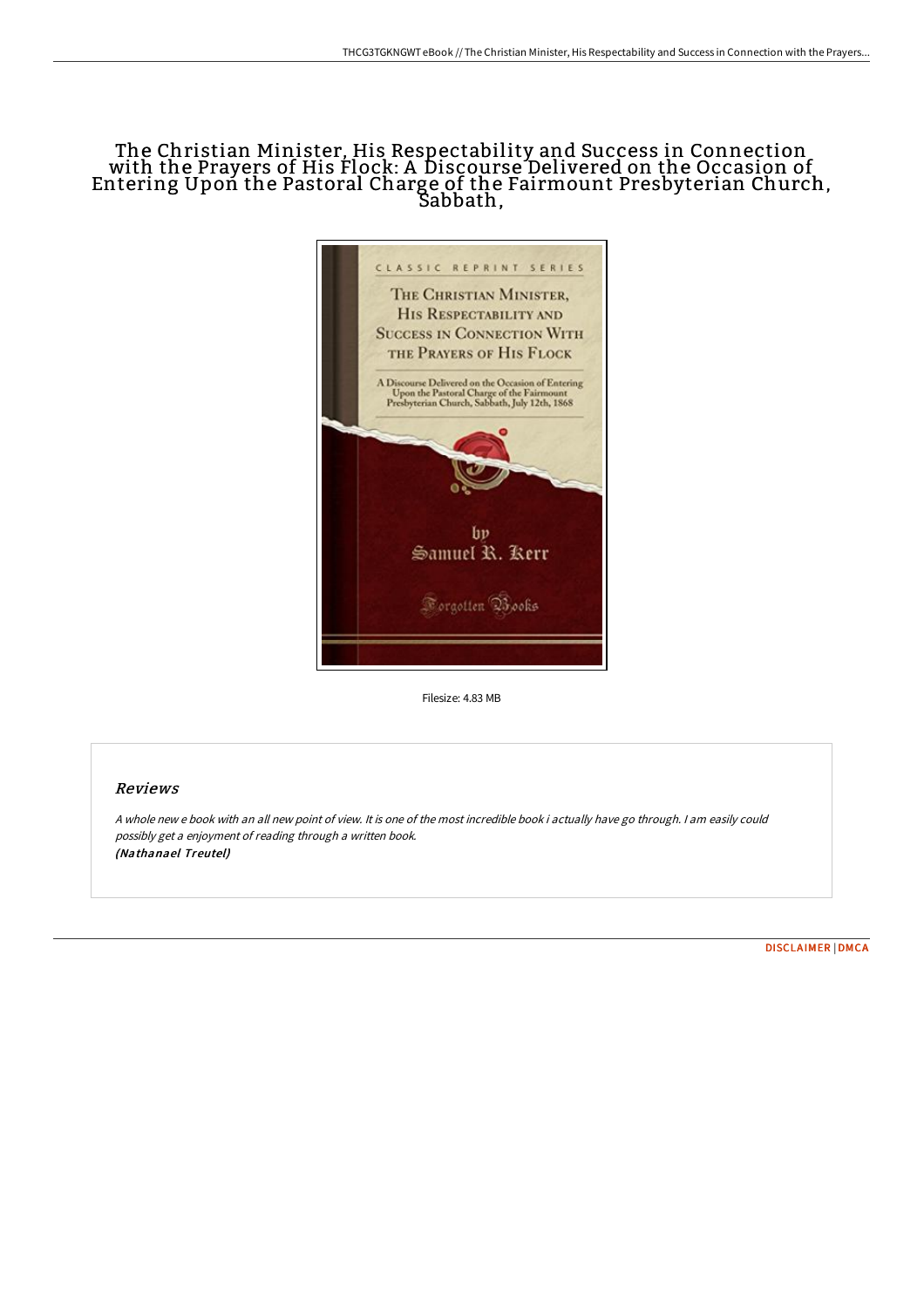# The Christian Minister, His Respectability and Success in Connection with the Prayers of His Flock: A Discourse Delivered on the Occasion of Entering Upon the Pastoral Charge of the Fairmount Presbyterian Church, Sabbath,

CLASSIC REPRINT SERIES

THE CHRISTIAN MINISTER, HIS RESPECTABILITY AND SUCCESS IN CONNECTION WITH THE PRAYERS OF HIS FLOCK

A Discourse Delivered on the Occasion of Entering Upon the Pastoral Charge of the Fairmount Presbyterian Church, Sabbath, July 12th, 1868

by Samuel R. Kerr

Forgotten Books

Filesize: 4.83 MB

## Reviews

*A whole new e book with an all new point of view. It is one of the most incredible book i actually have go through. I am easily could possibly get a enjoyment of reading through a written book.*
***(Nathanael Treutel)***

DISCLAIMER | DMCA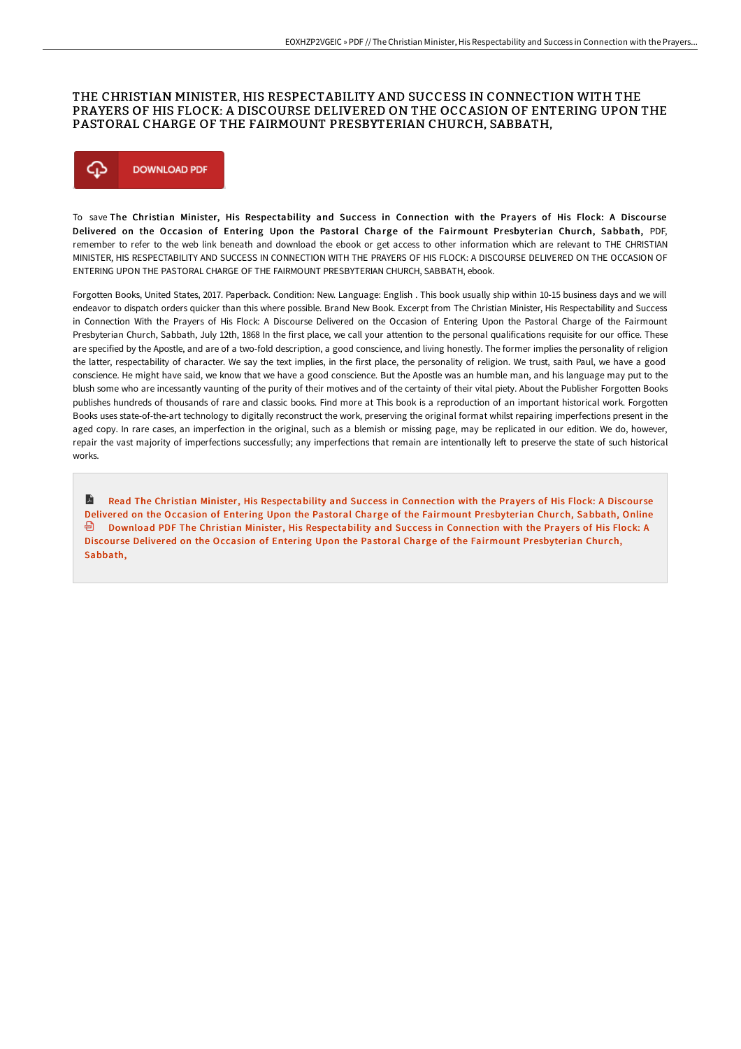# THE CHRISTIAN MINISTER, HIS RESPECTABILITY AND SUCCESS IN CONNECTION WITH THE PRAYERS OF HIS FLOCK: A DISCOURSE DELIVERED ON THE OCCASION OF ENTERING UPON THE PASTORAL CHARGE OF THE FAIRMOUNT PRESBYTERIAN CHURCH, SABBATH,

DOWNLOAD PDF

To save **The Christian Minister, His Respectability and Success in Connection with the Prayers of His Flock: A Discourse Delivered on the Occasion of Entering Upon the Pastoral Charge of the Fairmount Presbyterian Church, Sabbath,** PDF, remember to refer to the web link beneath and download the ebook or get access to other information which are relevant to THE CHRISTIAN MINISTER, HIS RESPECTABILITY AND SUCCESS IN CONNECTION WITH THE PRAYERS OF HIS FLOCK: A DISCOURSE DELIVERED ON THE OCCASION OF ENTERING UPON THE PASTORAL CHARGE OF THE FAIRMOUNT PRESBYTERIAN CHURCH, SABBATH, ebook.

Forgotten Books, United States, 2017. Paperback. Condition: New. Language: English . This book usually ship within 10-15 business days and we will endeavor to dispatch orders quicker than this where possible. Brand New Book. Excerpt from The Christian Minister, His Respectability and Success in Connection With the Prayers of His Flock: A Discourse Delivered on the Occasion of Entering Upon the Pastoral Charge of the Fairmount Presbyterian Church, Sabbath, July 12th, 1868 In the first place, we call your attention to the personal qualifications requisite for our office. These are specified by the Apostle, and are of a two-fold description, a good conscience, and living honestly. The former implies the personality of religion the latter, respectability of character. We say the text implies, in the first place, the personality of religion. We trust, saith Paul, we have a good conscience. He might have said, we know that we have a good conscience. But the Apostle was an humble man, and his language may put to the blush some who are incessantly vaunting of the purity of their motives and of the certainty of their vital piety. About the Publisher Forgotten Books publishes hundreds of thousands of rare and classic books. Find more at This book is a reproduction of an important historical work. Forgotten Books uses state-of-the-art technology to digitally reconstruct the work, preserving the original format whilst repairing imperfections present in the aged copy. In rare cases, an imperfection in the original, such as a blemish or missing page, may be replicated in our edition. We do, however, repair the vast majority of imperfections successfully; any imperfections that remain are intentionally left to preserve the state of such historical works.

Read The Christian Minister, His Respectability and Success in Connection with the Prayers of His Flock: A Discourse Delivered on the Occasion of Entering Upon the Pastoral Charge of the Fairmount Presbyterian Church, Sabbath, Online

Download PDF The Christian Minister, His Respectability and Success in Connection with the Prayers of His Flock: A Discourse Delivered on the Occasion of Entering Upon the Pastoral Charge of the Fairmount Presbyterian Church, Sabbath,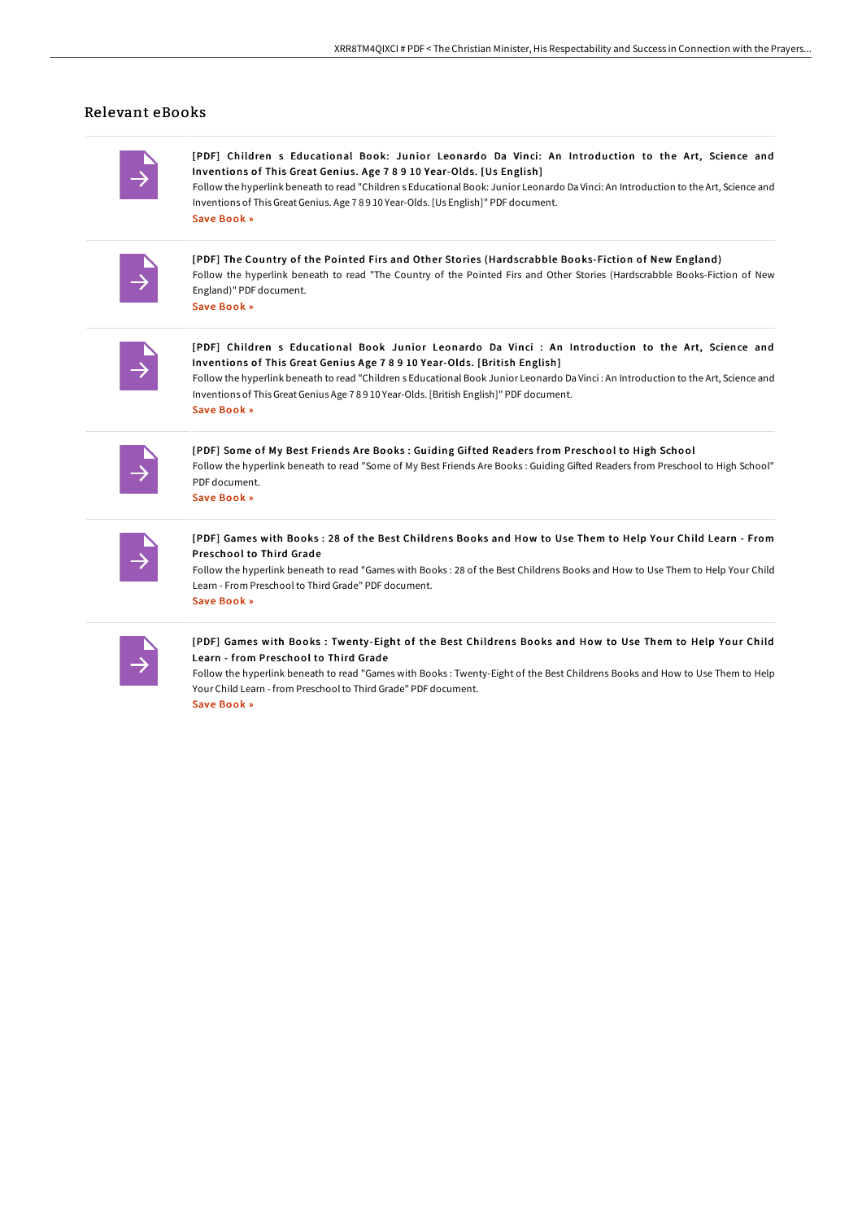## Relevant eBooks

**[PDF] Children s Educational Book: Junior Leonardo Da Vinci: An Introduction to the Art, Science and Inventions of This Great Genius. Age 7 8 9 10 Year-Olds. [Us English]**

Follow the hyperlink beneath to read "Children s Educational Book: Junior Leonardo Da Vinci: An Introduction to the Art, Science and Inventions of This Great Genius. Age 7 8 9 10 Year-Olds. [Us English]" PDF document.

Save Book »

**[PDF] The Country of the Pointed Firs and Other Stories (Hardscrabble Books-Fiction of New England)**

Follow the hyperlink beneath to read "The Country of the Pointed Firs and Other Stories (Hardscrabble Books-Fiction of New England)" PDF document.

Save Book »

**[PDF] Children s Educational Book Junior Leonardo Da Vinci : An Introduction to the Art, Science and Inventions of This Great Genius Age 7 8 9 10 Year-Olds. [British English]**

Follow the hyperlink beneath to read "Children s Educational Book Junior Leonardo Da Vinci : An Introduction to the Art, Science and Inventions of This Great Genius Age 7 8 9 10 Year-Olds. [British English]" PDF document.

Save Book »

**[PDF] Some of My Best Friends Are Books : Guiding Gifted Readers from Preschool to High School**

Follow the hyperlink beneath to read "Some of My Best Friends Are Books : Guiding Gifted Readers from Preschool to High School" PDF document.

Save Book »

**[PDF] Games with Books : 28 of the Best Childrens Books and How to Use Them to Help Your Child Learn - From Preschool to Third Grade**

Follow the hyperlink beneath to read "Games with Books : 28 of the Best Childrens Books and How to Use Them to Help Your Child Learn - From Preschool to Third Grade" PDF document.

Save Book »

**[PDF] Games with Books : Twenty-Eight of the Best Childrens Books and How to Use Them to Help Your Child Learn - from Preschool to Third Grade**

Follow the hyperlink beneath to read "Games with Books : Twenty-Eight of the Best Childrens Books and How to Use Them to Help Your Child Learn - from Preschool to Third Grade" PDF document.

Save Book »